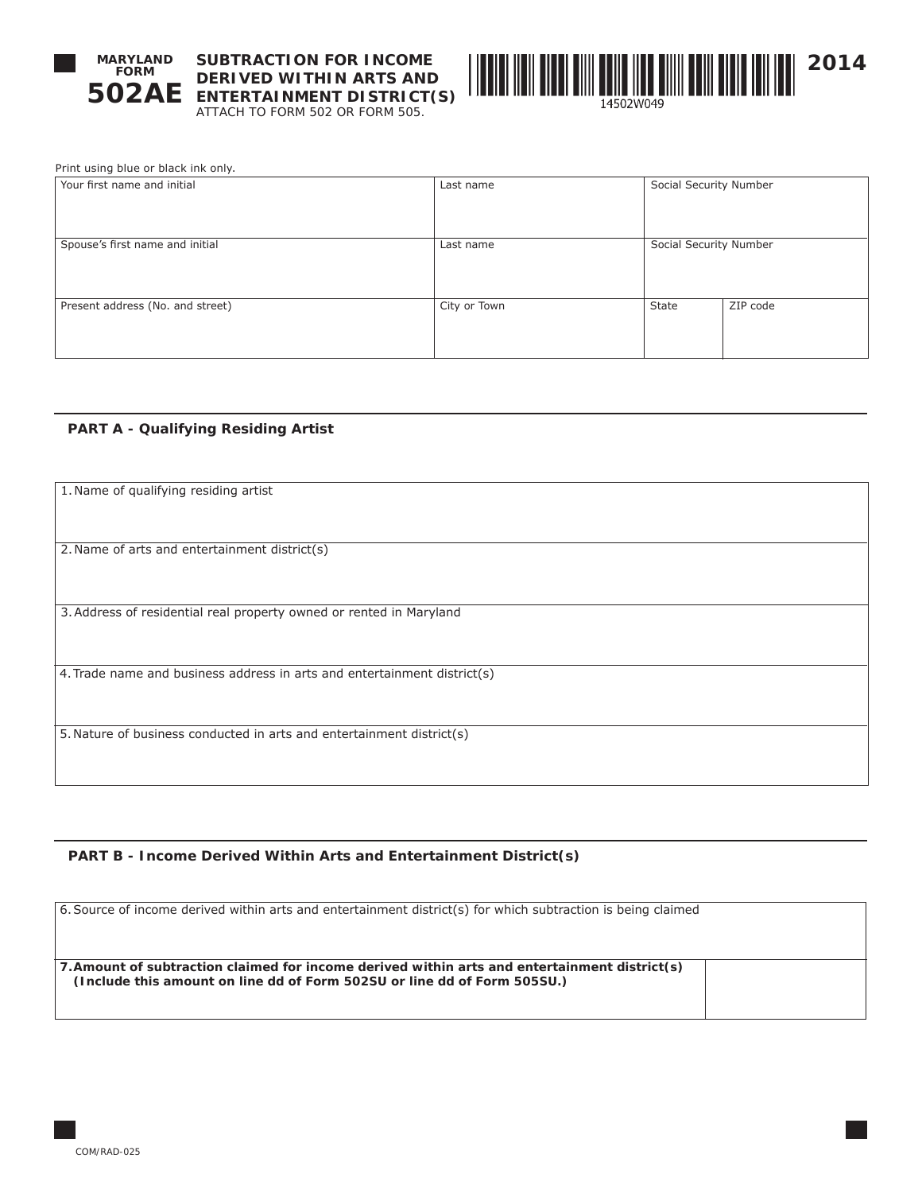**MARYLAND FORM 502AE**

# SUBTRACTION FOR INCOME DERIVED WITHIN ARTS AND ENTERTAINMENT DISTRICT(S)

ATTACH TO FORM 502 OR FORM 505.

14502W049

**2014**

Print using blue or black ink only.

| Your first name and initial | Last name | Social Security Number | |
|---|---|---|---|
| Spouse's first name and initial | Last name | Social Security Number | |
| Present address (No. and street) | City or Town | State | ZIP code |

## PART A - Qualifying Residing Artist

| |
|---|
| 1. Name of qualifying residing artist |
| 2. Name of arts and entertainment district(s) |
| 3. Address of residential real property owned or rented in Maryland |
| 4. Trade name and business address in arts and entertainment district(s) |
| 5. Nature of business conducted in arts and entertainment district(s) |

## PART B - Income Derived Within Arts and Entertainment District(s)

| | |
|---|---|
| 6. Source of income derived within arts and entertainment district(s) for which subtraction is being claimed | |
| **7. Amount of subtraction claimed for income derived within arts and entertainment district(s) (Include this amount on line dd of Form 502SU or line dd of Form 505SU.)** | |

COM/RAD-025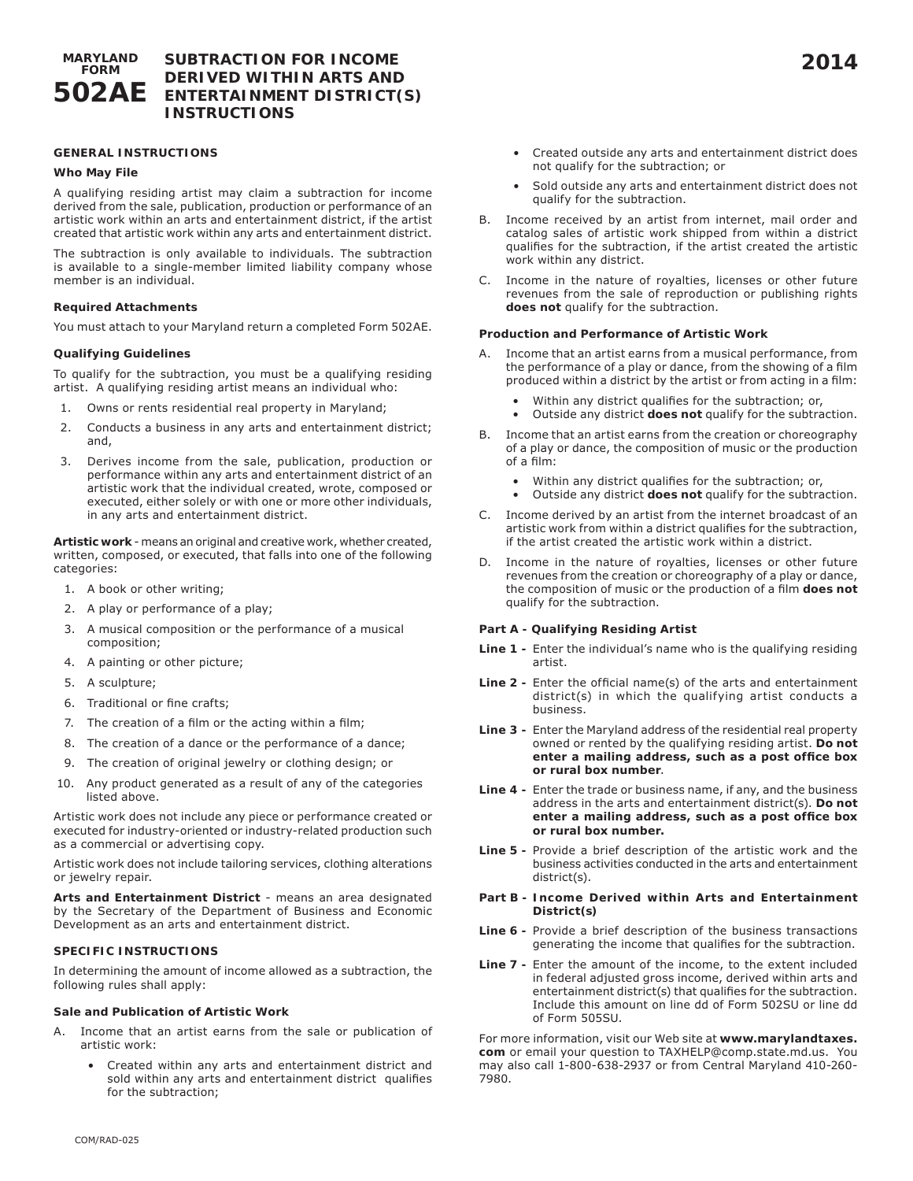**MARYLAND FORM**
# 502AE

## SUBTRACTION FOR INCOME DERIVED WITHIN ARTS AND ENTERTAINMENT DISTRICT(S) INSTRUCTIONS

**2014**

### GENERAL INSTRUCTIONS

**Who May File**

A qualifying residing artist may claim a subtraction for income derived from the sale, publication, production or performance of an artistic work within an arts and entertainment district, if the artist created that artistic work within any arts and entertainment district.

The subtraction is only available to individuals. The subtraction is available to a single-member limited liability company whose member is an individual.

**Required Attachments**

You must attach to your Maryland return a completed Form 502AE.

**Qualifying Guidelines**

To qualify for the subtraction, you must be a qualifying residing artist. A qualifying residing artist means an individual who:

1. Owns or rents residential real property in Maryland;
2. Conducts a business in any arts and entertainment district; and,
3. Derives income from the sale, publication, production or performance within any arts and entertainment district of an artistic work that the individual created, wrote, composed or executed, either solely or with one or more other individuals, in any arts and entertainment district.

**Artistic work** - means an original and creative work, whether created, written, composed, or executed, that falls into one of the following categories:

1. A book or other writing;
2. A play or performance of a play;
3. A musical composition or the performance of a musical composition;
4. A painting or other picture;
5. A sculpture;
6. Traditional or fine crafts;
7. The creation of a film or the acting within a film;
8. The creation of a dance or the performance of a dance;
9. The creation of original jewelry or clothing design; or
10. Any product generated as a result of any of the categories listed above.

Artistic work does not include any piece or performance created or executed for industry-oriented or industry-related production such as a commercial or advertising copy.

Artistic work does not include tailoring services, clothing alterations or jewelry repair.

**Arts and Entertainment District** - means an area designated by the Secretary of the Department of Business and Economic Development as an arts and entertainment district.

### SPECIFIC INSTRUCTIONS

In determining the amount of income allowed as a subtraction, the following rules shall apply:

**Sale and Publication of Artistic Work**

A. Income that an artist earns from the sale or publication of artistic work:
   - Created within any arts and entertainment district and sold within any arts and entertainment district qualifies for the subtraction;
   - Created outside any arts and entertainment district does not qualify for the subtraction; or
   - Sold outside any arts and entertainment district does not qualify for the subtraction.

B. Income received by an artist from internet, mail order and catalog sales of artistic work shipped from within a district qualifies for the subtraction, if the artist created the artistic work within any district.

C. Income in the nature of royalties, licenses or other future revenues from the sale of reproduction or publishing rights **does not** qualify for the subtraction.

**Production and Performance of Artistic Work**

A. Income that an artist earns from a musical performance, from the performance of a play or dance, from the showing of a film produced within a district by the artist or from acting in a film:
   - Within any district qualifies for the subtraction; or,
   - Outside any district **does not** qualify for the subtraction.

B. Income that an artist earns from the creation or choreography of a play or dance, the composition of music or the production of a film:
   - Within any district qualifies for the subtraction; or,
   - Outside any district **does not** qualify for the subtraction.

C. Income derived by an artist from the internet broadcast of an artistic work from within a district qualifies for the subtraction, if the artist created the artistic work within a district.

D. Income in the nature of royalties, licenses or other future revenues from the creation or choreography of a play or dance, the composition of music or the production of a film **does not** qualify for the subtraction.

**Part A - Qualifying Residing Artist**

**Line 1 -** Enter the individual's name who is the qualifying residing artist.

**Line 2 -** Enter the official name(s) of the arts and entertainment district(s) in which the qualifying artist conducts a business.

**Line 3 -** Enter the Maryland address of the residential real property owned or rented by the qualifying residing artist. **Do not enter a mailing address, such as a post office box or rural box number**.

**Line 4 -** Enter the trade or business name, if any, and the business address in the arts and entertainment district(s). **Do not enter a mailing address, such as a post office box or rural box number.**

**Line 5 -** Provide a brief description of the artistic work and the business activities conducted in the arts and entertainment district(s).

**Part B - Income Derived within Arts and Entertainment District(s)**

**Line 6 -** Provide a brief description of the business transactions generating the income that qualifies for the subtraction.

**Line 7 -** Enter the amount of the income, to the extent included in federal adjusted gross income, derived within arts and entertainment district(s) that qualifies for the subtraction. Include this amount on line dd of Form 502SU or line dd of Form 505SU.

For more information, visit our Web site at **www.marylandtaxes.com** or email your question to TAXHELP@comp.state.md.us. You may also call 1-800-638-2937 or from Central Maryland 410-260-7980.

COM/RAD-025